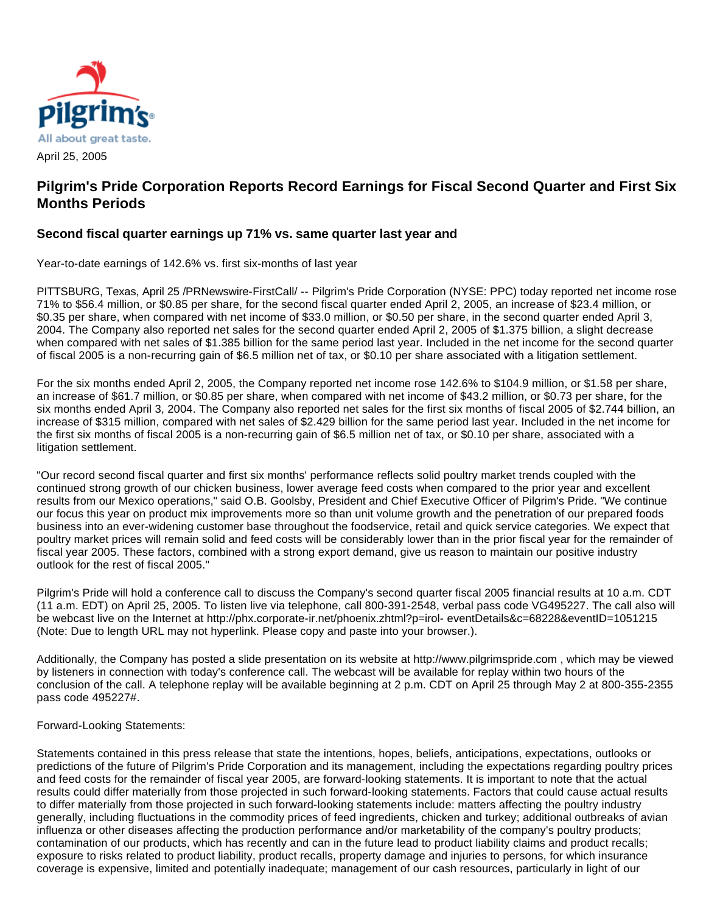Pilgrim's

All about great taste.

April 25, 2005

## Pilgrim's Pride Corporation Reports Record Earnings for Fiscal Second Quarter and First Six Months Periods

### Second fiscal quarter earnings up 71% vs. same quarter last year and

Year-to-date earnings of 142.6% vs. first six-months of last year

PITTSBURG, Texas, April 25 /PRNewswire-FirstCall/ -- Pilgrim's Pride Corporation (NYSE: PPC) today reported net income rose 71% to $56.4 million, or $0.85 per share, for the second fiscal quarter ended April 2, 2005, an increase of $23.4 million, or $0.35 per share, when compared with net income of $33.0 million, or $0.50 per share, in the second quarter ended April 3, 2004. The Company also reported net sales for the second quarter ended April 2, 2005 of $1.375 billion, a slight decrease when compared with net sales of $1.385 billion for the same period last year. Included in the net income for the second quarter of fiscal 2005 is a non-recurring gain of $6.5 million net of tax, or $0.10 per share associated with a litigation settlement.

For the six months ended April 2, 2005, the Company reported net income rose 142.6% to $104.9 million, or $1.58 per share, an increase of $61.7 million, or $0.85 per share, when compared with net income of $43.2 million, or $0.73 per share, for the six months ended April 3, 2004. The Company also reported net sales for the first six months of fiscal 2005 of $2.744 billion, an increase of $315 million, compared with net sales of $2.429 billion for the same period last year. Included in the net income for the first six months of fiscal 2005 is a non-recurring gain of $6.5 million net of tax, or $0.10 per share, associated with a litigation settlement.

"Our record second fiscal quarter and first six months' performance reflects solid poultry market trends coupled with the continued strong growth of our chicken business, lower average feed costs when compared to the prior year and excellent results from our Mexico operations," said O.B. Goolsby, President and Chief Executive Officer of Pilgrim's Pride. "We continue our focus this year on product mix improvements more so than unit volume growth and the penetration of our prepared foods business into an ever-widening customer base throughout the foodservice, retail and quick service categories. We expect that poultry market prices will remain solid and feed costs will be considerably lower than in the prior fiscal year for the remainder of fiscal year 2005. These factors, combined with a strong export demand, give us reason to maintain our positive industry outlook for the rest of fiscal 2005."

Pilgrim's Pride will hold a conference call to discuss the Company's second quarter fiscal 2005 financial results at 10 a.m. CDT (11 a.m. EDT) on April 25, 2005. To listen live via telephone, call 800-391-2548, verbal pass code VG495227. The call also will be webcast live on the Internet at http://phx.corporate-ir.net/phoenix.zhtml?p=irol- eventDetails&c=68228&eventID=1051215 (Note: Due to length URL may not hyperlink. Please copy and paste into your browser.).

Additionally, the Company has posted a slide presentation on its website at http://www.pilgrimspride.com , which may be viewed by listeners in connection with today's conference call. The webcast will be available for replay within two hours of the conclusion of the call. A telephone replay will be available beginning at 2 p.m. CDT on April 25 through May 2 at 800-355-2355 pass code 495227#.

Forward-Looking Statements:

Statements contained in this press release that state the intentions, hopes, beliefs, anticipations, expectations, outlooks or predictions of the future of Pilgrim's Pride Corporation and its management, including the expectations regarding poultry prices and feed costs for the remainder of fiscal year 2005, are forward-looking statements. It is important to note that the actual results could differ materially from those projected in such forward-looking statements. Factors that could cause actual results to differ materially from those projected in such forward-looking statements include: matters affecting the poultry industry generally, including fluctuations in the commodity prices of feed ingredients, chicken and turkey; additional outbreaks of avian influenza or other diseases affecting the production performance and/or marketability of the company's poultry products; contamination of our products, which has recently and can in the future lead to product liability claims and product recalls; exposure to risks related to product liability, product recalls, property damage and injuries to persons, for which insurance coverage is expensive, limited and potentially inadequate; management of our cash resources, particularly in light of our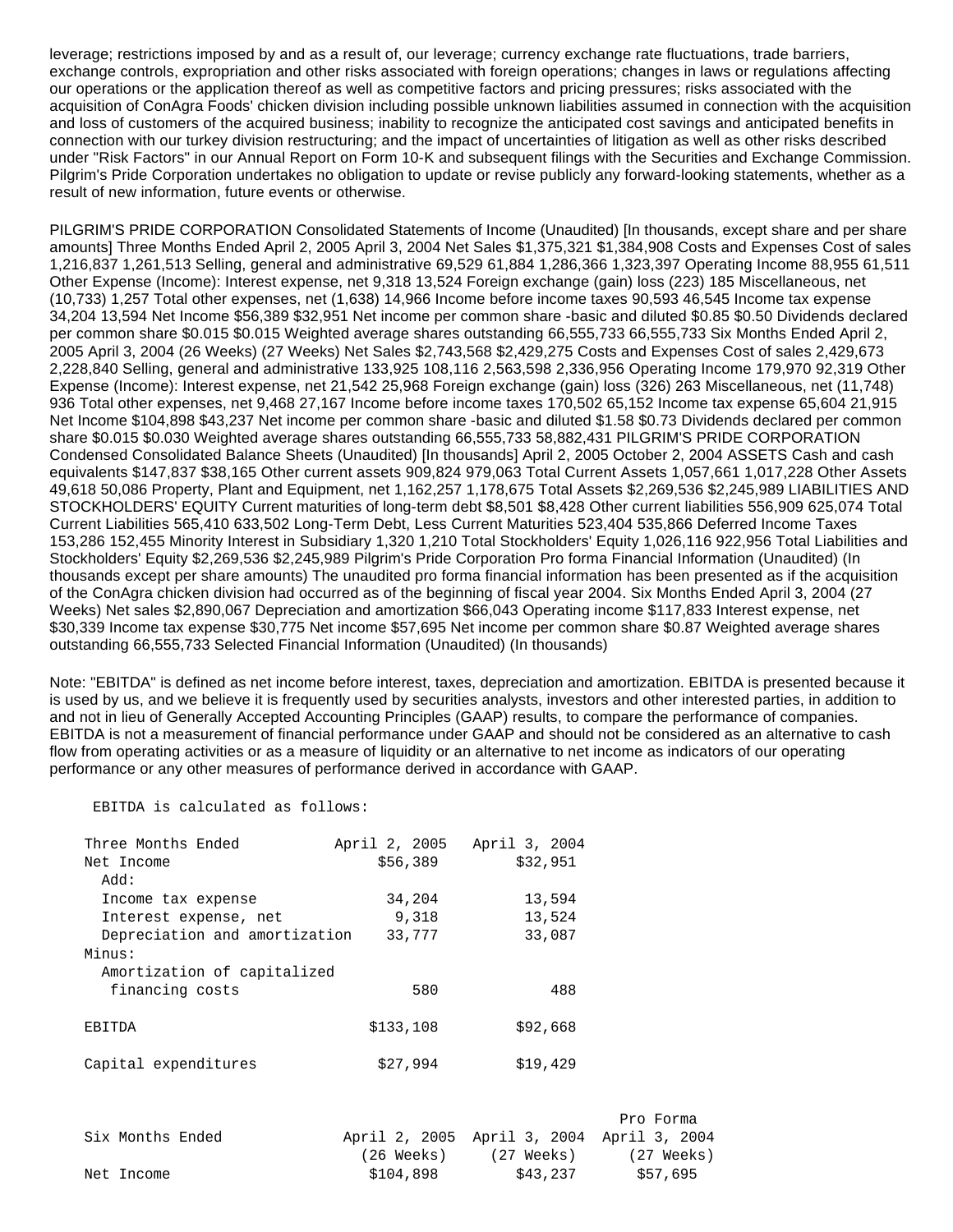leverage; restrictions imposed by and as a result of, our leverage; currency exchange rate fluctuations, trade barriers, exchange controls, expropriation and other risks associated with foreign operations; changes in laws or regulations affecting our operations or the application thereof as well as competitive factors and pricing pressures; risks associated with the acquisition of ConAgra Foods' chicken division including possible unknown liabilities assumed in connection with the acquisition and loss of customers of the acquired business; inability to recognize the anticipated cost savings and anticipated benefits in connection with our turkey division restructuring; and the impact of uncertainties of litigation as well as other risks described under "Risk Factors" in our Annual Report on Form 10-K and subsequent filings with the Securities and Exchange Commission. Pilgrim's Pride Corporation undertakes no obligation to update or revise publicly any forward-looking statements, whether as a result of new information, future events or otherwise.

PILGRIM'S PRIDE CORPORATION Consolidated Statements of Income (Unaudited) [In thousands, except share and per share amounts] Three Months Ended April 2, 2005 April 3, 2004 Net Sales $1,375,321 $1,384,908 Costs and Expenses Cost of sales 1,216,837 1,261,513 Selling, general and administrative 69,529 61,884 1,286,366 1,323,397 Operating Income 88,955 61,511 Other Expense (Income): Interest expense, net 9,318 13,524 Foreign exchange (gain) loss (223) 185 Miscellaneous, net (10,733) 1,257 Total other expenses, net (1,638) 14,966 Income before income taxes 90,593 46,545 Income tax expense 34,204 13,594 Net Income $56,389 $32,951 Net income per common share -basic and diluted $0.85 $0.50 Dividends declared per common share $0.015 $0.015 Weighted average shares outstanding 66,555,733 66,555,733 Six Months Ended April 2, 2005 April 3, 2004 (26 Weeks) (27 Weeks) Net Sales $2,743,568 $2,429,275 Costs and Expenses Cost of sales 2,429,673 2,228,840 Selling, general and administrative 133,925 108,116 2,563,598 2,336,956 Operating Income 179,970 92,319 Other Expense (Income): Interest expense, net 21,542 25,968 Foreign exchange (gain) loss (326) 263 Miscellaneous, net (11,748) 936 Total other expenses, net 9,468 27,167 Income before income taxes 170,502 65,152 Income tax expense 65,604 21,915 Net Income $104,898 $43,237 Net income per common share -basic and diluted $1.58 $0.73 Dividends declared per common share $0.015 $0.030 Weighted average shares outstanding 66,555,733 58,882,431 PILGRIM'S PRIDE CORPORATION Condensed Consolidated Balance Sheets (Unaudited) [In thousands] April 2, 2005 October 2, 2004 ASSETS Cash and cash equivalents $147,837 $38,165 Other current assets 909,824 979,063 Total Current Assets 1,057,661 1,017,228 Other Assets 49,618 50,086 Property, Plant and Equipment, net 1,162,257 1,178,675 Total Assets $2,269,536 $2,245,989 LIABILITIES AND STOCKHOLDERS' EQUITY Current maturities of long-term debt $8,501 $8,428 Other current liabilities 556,909 625,074 Total Current Liabilities 565,410 633,502 Long-Term Debt, Less Current Maturities 523,404 535,866 Deferred Income Taxes 153,286 152,455 Minority Interest in Subsidiary 1,320 1,210 Total Stockholders' Equity 1,026,116 922,956 Total Liabilities and Stockholders' Equity $2,269,536 $2,245,989 Pilgrim's Pride Corporation Pro forma Financial Information (Unaudited) (In thousands except per share amounts) The unaudited pro forma financial information has been presented as if the acquisition of the ConAgra chicken division had occurred as of the beginning of fiscal year 2004. Six Months Ended April 3, 2004 (27 Weeks) Net sales $2,890,067 Depreciation and amortization $66,043 Operating income $117,833 Interest expense, net $30,339 Income tax expense $30,775 Net income $57,695 Net income per common share $0.87 Weighted average shares outstanding 66,555,733 Selected Financial Information (Unaudited) (In thousands)

Note: "EBITDA" is defined as net income before interest, taxes, depreciation and amortization. EBITDA is presented because it is used by us, and we believe it is frequently used by securities analysts, investors and other interested parties, in addition to and not in lieu of Generally Accepted Accounting Principles (GAAP) results, to compare the performance of companies. EBITDA is not a measurement of financial performance under GAAP and should not be considered as an alternative to cash flow from operating activities or as a measure of liquidity or an alternative to net income as indicators of our operating performance or any other measures of performance derived in accordance with GAAP.

EBITDA is calculated as follows:

| Three Months Ended | April 2, 2005 | April 3, 2004 |
|---|---|---|
| Net Income | $56,389 | $32,951 |
| Add: | | |
| Income tax expense | 34,204 | 13,594 |
| Interest expense, net | 9,318 | 13,524 |
| Depreciation and amortization | 33,777 | 33,087 |
| Minus: | | |
| Amortization of capitalized financing costs | 580 | 488 |
| EBITDA | $133,108 | $92,668 |
| Capital expenditures | $27,994 | $19,429 |

| Six Months Ended | April 2, 2005 (26 Weeks) | April 3, 2004 (27 Weeks) | Pro Forma April 3, 2004 (27 Weeks) |
|---|---|---|---|
| Net Income | $104,898 | $43,237 | $57,695 |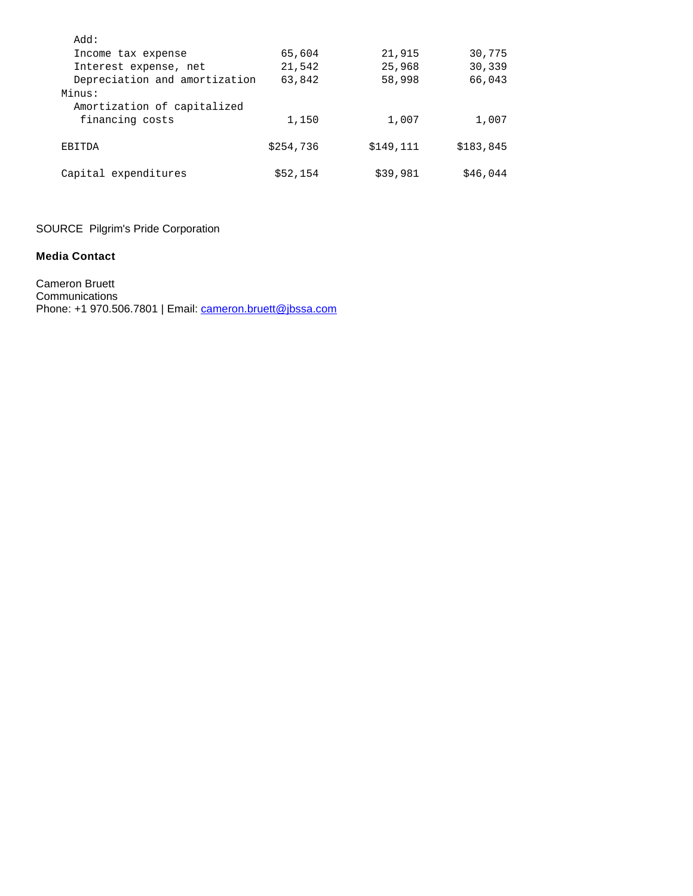| | | | |
|---|---|---|---|
| Add: | | | |
| Income tax expense | 65,604 | 21,915 | 30,775 |
| Interest expense, net | 21,542 | 25,968 | 30,339 |
| Depreciation and amortization | 63,842 | 58,998 | 66,043 |
| Minus: | | | |
| Amortization of capitalized financing costs | 1,150 | 1,007 | 1,007 |
| EBITDA | $254,736 | $149,111 | $183,845 |
| Capital expenditures | $52,154 | $39,981 | $46,044 |

SOURCE Pilgrim's Pride Corporation

**Media Contact**

Cameron Bruett
Communications
Phone: +1 970.506.7801 | Email: cameron.bruett@jbssa.com